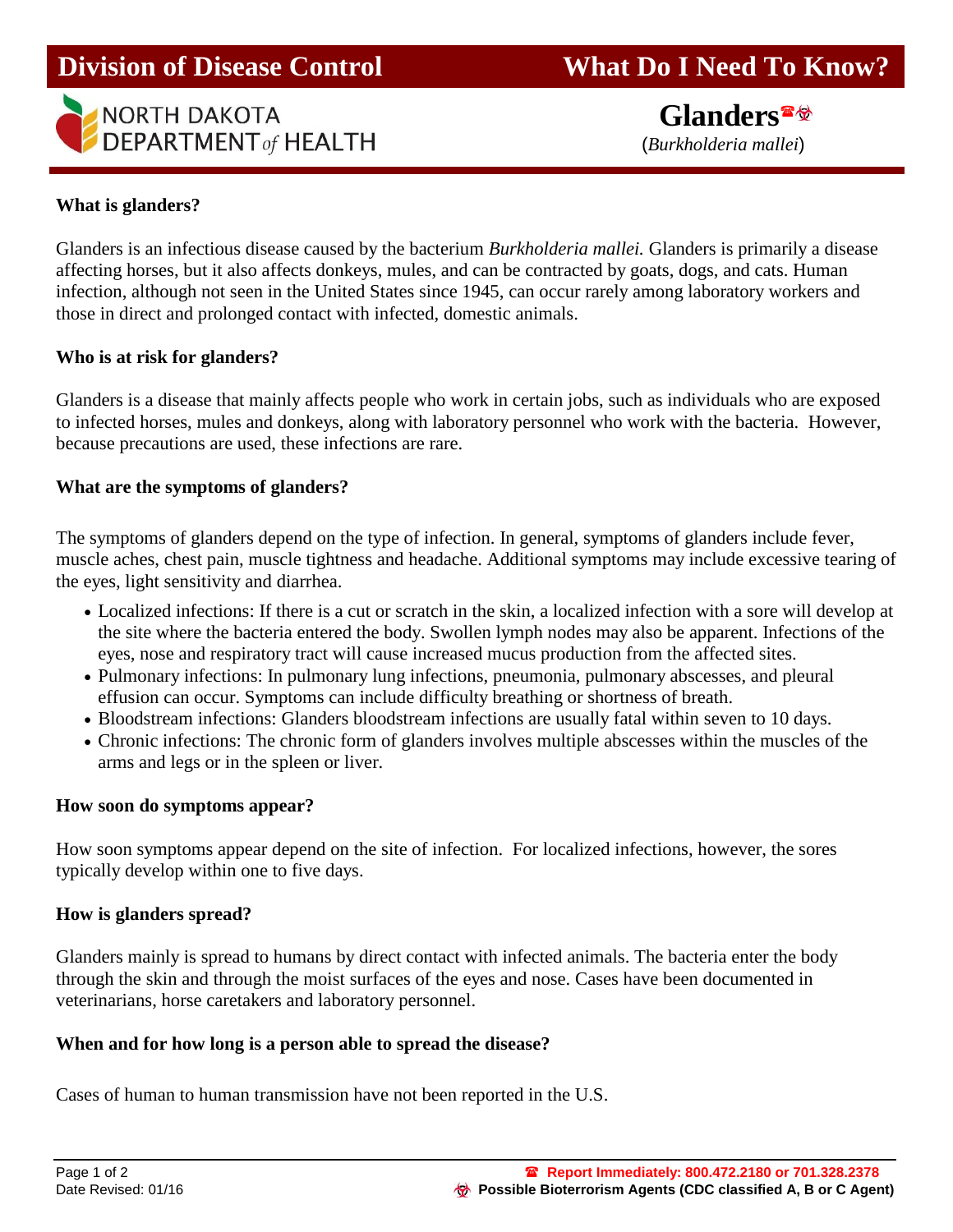# Division of Disease Control — What Do I Need To Know?

NORTH DAKOTA DEPARTMENT *of* HEALTH

## Glanders☎☣

(*Burkholderia mallei*)

### What is glanders?

Glanders is an infectious disease caused by the bacterium *Burkholderia mallei.* Glanders is primarily a disease affecting horses, but it also affects donkeys, mules, and can be contracted by goats, dogs, and cats. Human infection, although not seen in the United States since 1945, can occur rarely among laboratory workers and those in direct and prolonged contact with infected, domestic animals.

### Who is at risk for glanders?

Glanders is a disease that mainly affects people who work in certain jobs, such as individuals who are exposed to infected horses, mules and donkeys, along with laboratory personnel who work with the bacteria. However, because precautions are used, these infections are rare.

### What are the symptoms of glanders?

The symptoms of glanders depend on the type of infection. In general, symptoms of glanders include fever, muscle aches, chest pain, muscle tightness and headache. Additional symptoms may include excessive tearing of the eyes, light sensitivity and diarrhea.

- Localized infections: If there is a cut or scratch in the skin, a localized infection with a sore will develop at the site where the bacteria entered the body. Swollen lymph nodes may also be apparent. Infections of the eyes, nose and respiratory tract will cause increased mucus production from the affected sites.
- Pulmonary infections: In pulmonary lung infections, pneumonia, pulmonary abscesses, and pleural effusion can occur. Symptoms can include difficulty breathing or shortness of breath.
- Bloodstream infections: Glanders bloodstream infections are usually fatal within seven to 10 days.
- Chronic infections: The chronic form of glanders involves multiple abscesses within the muscles of the arms and legs or in the spleen or liver.

### How soon do symptoms appear?

How soon symptoms appear depend on the site of infection. For localized infections, however, the sores typically develop within one to five days.

### How is glanders spread?

Glanders mainly is spread to humans by direct contact with infected animals. The bacteria enter the body through the skin and through the moist surfaces of the eyes and nose. Cases have been documented in veterinarians, horse caretakers and laboratory personnel.

### When and for how long is a person able to spread the disease?

Cases of human to human transmission have not been reported in the U.S.

Date Revised: 01/16

☎ **Report Immediately: 800.472.2180 or 701.328.2378**

☣ **Possible Bioterrorism Agents (CDC classified A, B or C Agent)**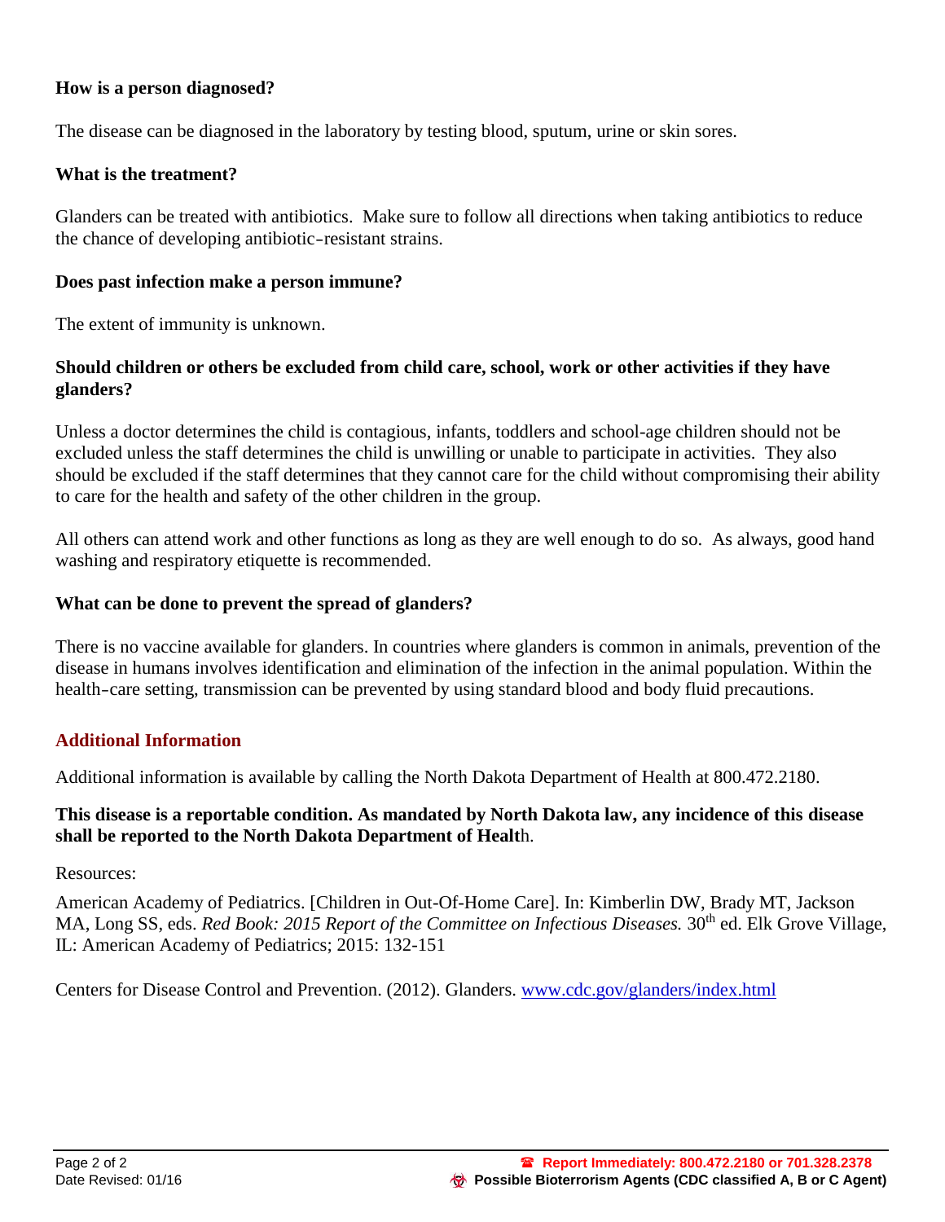### How is a person diagnosed?

The disease can be diagnosed in the laboratory by testing blood, sputum, urine or skin sores.

### What is the treatment?

Glanders can be treated with antibiotics. Make sure to follow all directions when taking antibiotics to reduce the chance of developing antibiotic-resistant strains.

### Does past infection make a person immune?

The extent of immunity is unknown.

### Should children or others be excluded from child care, school, work or other activities if they have glanders?

Unless a doctor determines the child is contagious, infants, toddlers and school-age children should not be excluded unless the staff determines the child is unwilling or unable to participate in activities. They also should be excluded if the staff determines that they cannot care for the child without compromising their ability to care for the health and safety of the other children in the group.

All others can attend work and other functions as long as they are well enough to do so. As always, good hand washing and respiratory etiquette is recommended.

### What can be done to prevent the spread of glanders?

There is no vaccine available for glanders. In countries where glanders is common in animals, prevention of the disease in humans involves identification and elimination of the infection in the animal population. Within the health-care setting, transmission can be prevented by using standard blood and body fluid precautions.

## Additional Information

Additional information is available by calling the North Dakota Department of Health at 800.472.2180.

**This disease is a reportable condition. As mandated by North Dakota law, any incidence of this disease shall be reported to the North Dakota Department of Healt**h.

Resources:

American Academy of Pediatrics. [Children in Out-Of-Home Care]. In: Kimberlin DW, Brady MT, Jackson MA, Long SS, eds. *Red Book: 2015 Report of the Committee on Infectious Diseases.* 30th ed. Elk Grove Village, IL: American Academy of Pediatrics; 2015: 132-151

Centers for Disease Control and Prevention. (2012). Glanders. www.cdc.gov/glanders/index.html

Date Revised: 01/16

☎ **Report Immediately: 800.472.2180 or 701.328.2378**

**Possible Bioterrorism Agents (CDC classified A, B or C Agent)**